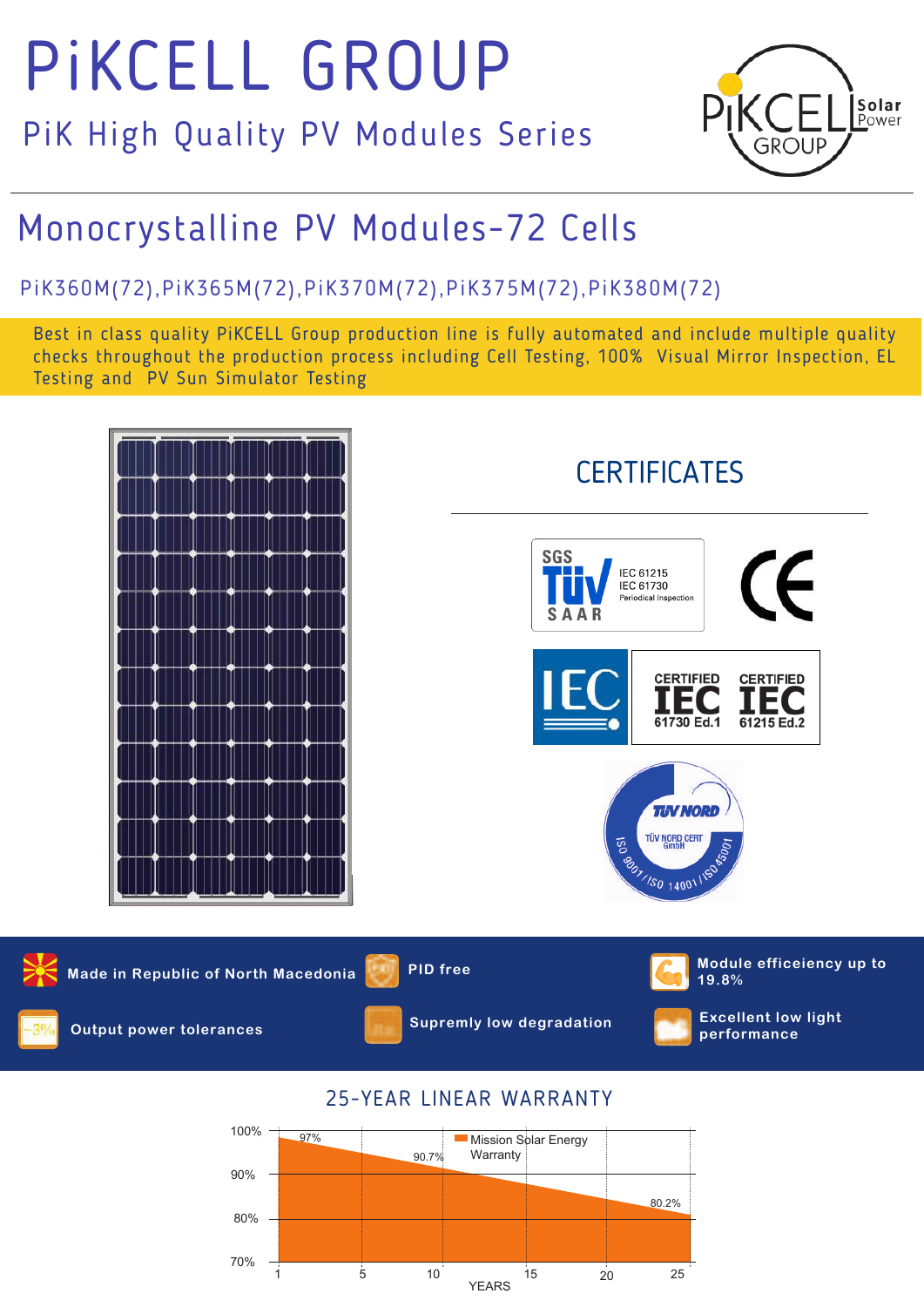# PiKCELL GROUP

## PiK High Quality PV Modules Series

# Monocrystalline PV Modules-72 Cells

PiK360M(72),PiK365M(72),PiK370M(72),PiK375M(72),PiK380M(72)

Best in class quality PiKCELL Group production line is fully automated and include multiple quality checks throughout the production process including Cell Testing, 100% Visual Mirror Inspection, EL Testing and PV Sun Simulator Testing

## CERTIFICATES

SGS TÜV SAAR — IEC 61215, IEC 61730, Periodical Inspection

CE

IEC — CERTIFIED IEC 61730 Ed.1 — CERTIFIED IEC 61215 Ed.2

TÜV NORD — TÜV NORD CERT GmbH — ISO 9001 / ISO 14001 / ISO 45001

- **Made in Republic of North Macedonia**
- **PID free**
- **Module efficeiency up to 19.8%**
- **Output power tolerances**
- **Supremly low degradation**
- **Excellent low light performance**

## 25-YEAR LINEAR WARRANTY

Mission Solar Energy Warranty

| YEARS | 1 | 10 | 25 |
|---|---|---|---|
| Warranty | 97% | 90.7% | 80.2% |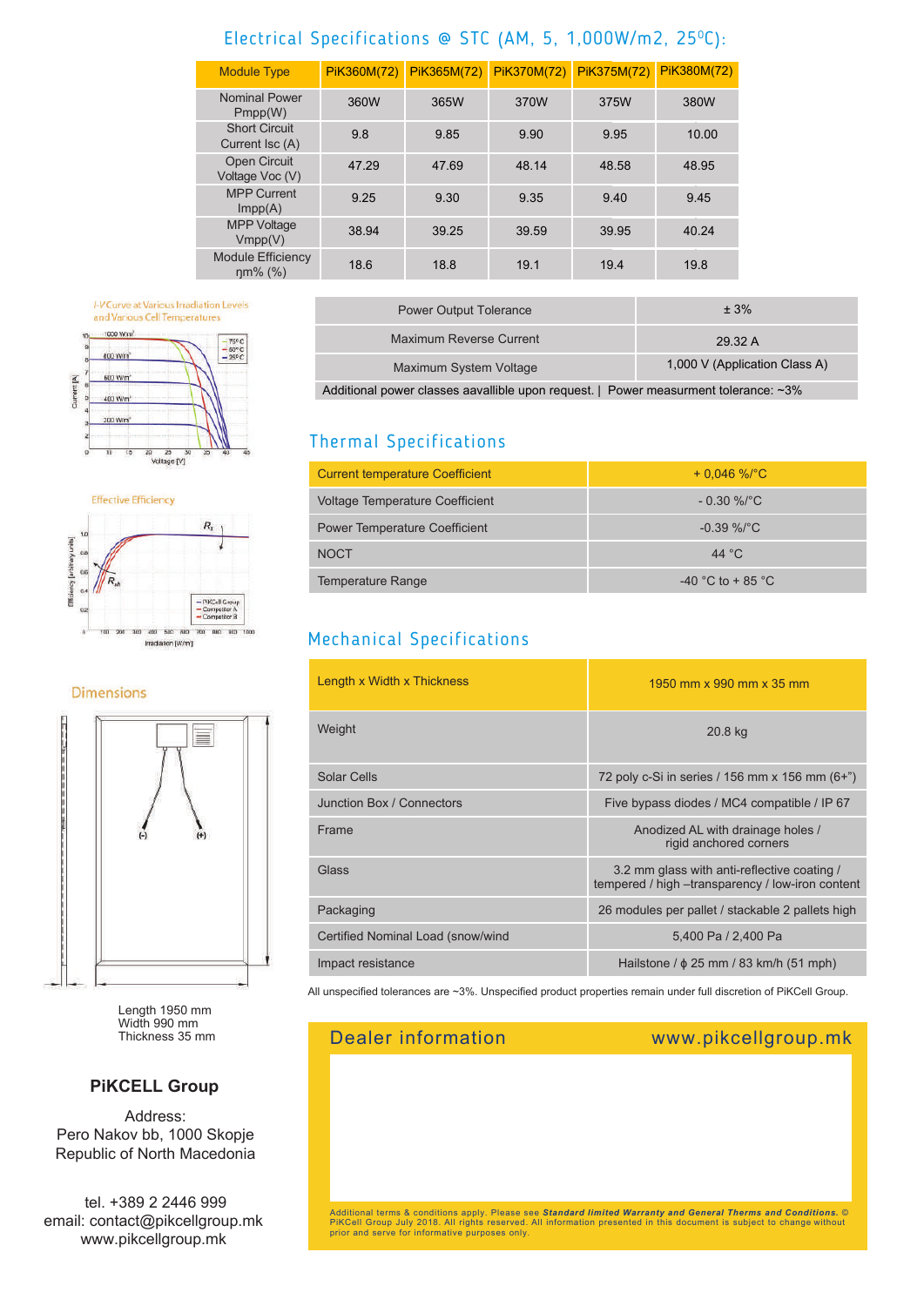## Electrical Specifications @ STC (AM, 5, 1,000W/m2, 25$^0$C):

| Module Type | PiK360M(72) | PiK365M(72) | PiK370M(72) | PiK375M(72) | PiK380M(72) |
|---|---|---|---|---|---|
| Nominal Power Pmpp(W) | 360W | 365W | 370W | 375W | 380W |
| Short Circuit Current Isc (A) | 9.8 | 9.85 | 9.90 | 9.95 | 10.00 |
| Open Circuit Voltage Voc (V) | 47.29 | 47.69 | 48.14 | 48.58 | 48.95 |
| MPP Current Impp(A) | 9.25 | 9.30 | 9.35 | 9.40 | 9.45 |
| MPP Voltage Vmpp(V) | 38.94 | 39.25 | 39.59 | 39.95 | 40.24 |
| Module Efficiency ηm% (%) | 18.6 | 18.8 | 19.1 | 19.4 | 19.8 |

I-V Curve at Various Irradiation Levels and Various Cell Temperatures

1000 W/m²
800 W/m²
600 W/m²
400 W/m²
200 W/m²
75°C
50°C
25°C
Current [A]
Voltage [V]

Effective Efficiency

$R_s$
$R_{sh}$
PiKCell Group
Competitor A
Competitor B
Efficiency [arbitrary units]
Irradiation [W/m²]

| | |
|---|---|
| Power Output Tolerance | ± 3% |
| Maximum Reverse Current | 29.32 A |
| Maximum System Voltage | 1,000 V (Application Class A) |

Additional power classes aavallible upon request. | Power measurment tolerance: ~3%

## Thermal Specifications

| | |
|---|---|
| Current temperature Coefficient | + 0,046 %/°C |
| Voltage Temperature Coefficient | - 0.30 %/°C |
| Power Temperature Coefficient | -0.39 %/°C |
| NOCT | 44 °C |
| Temperature Range | -40 °C to + 85 °C |

## Dimensions

(-)
(+)

Length 1950 mm
Width 990 mm
Thickness 35 mm

## Mechanical Specifications

| | |
|---|---|
| Length x Width x Thickness | 1950 mm x 990 mm x 35 mm |
| Weight | 20.8 kg |
| Solar Cells | 72 poly c-Si in series / 156 mm x 156 mm (6+") |
| Junction Box / Connectors | Five bypass diodes / MC4 compatible / IP 67 |
| Frame | Anodized AL with drainage holes / rigid anchored corners |
| Glass | 3.2 mm glass with anti-reflective coating / tempered / high –transparency / low-iron content |
| Packaging | 26 modules per pallet / stackable 2 pallets high |
| Certified Nominal Load (snow/wind | 5,400 Pa / 2,400 Pa |
| Impact resistance | Hailstone / ϕ 25 mm / 83 km/h (51 mph) |

All unspecified tolerances are ~3%. Unspecified product properties remain under full discretion of PiKCell Group.

### PiKCELL Group

Address:
Pero Nakov bb, 1000 Skopje
Republic of North Macedonia

tel. +389 2 2446 999
email: contact@pikcellgroup.mk
www.pikcellgroup.mk

## Dealer information www.pikcellgroup.mk

Additional terms & conditions apply. Please see ***Standard limited Warranty and General Therms and Conditions.*** © PiKCell Group July 2018. All rights reserved. All information presented in this document is subject to change without prior and serve for informative purposes only.